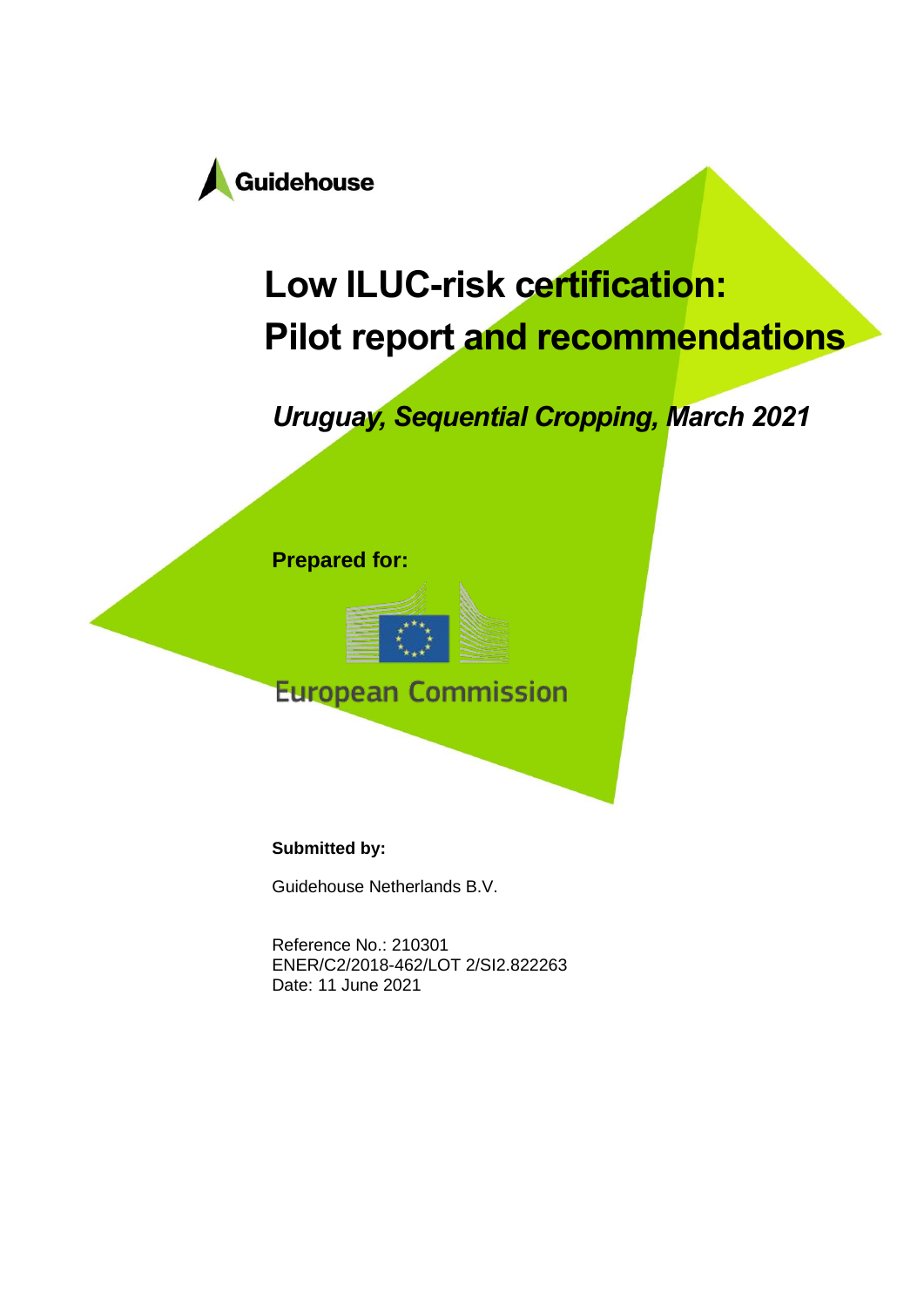Guidehouse

# Low ILUC-risk certification: Pilot report and recommendations

***Uruguay, Sequential Cropping, March 2021***

**Prepared for:**

European Commission

**Submitted by:**

Guidehouse Netherlands B.V.

Reference No.: 210301
ENER/C2/2018-462/LOT 2/SI2.822263
Date: 11 June 2021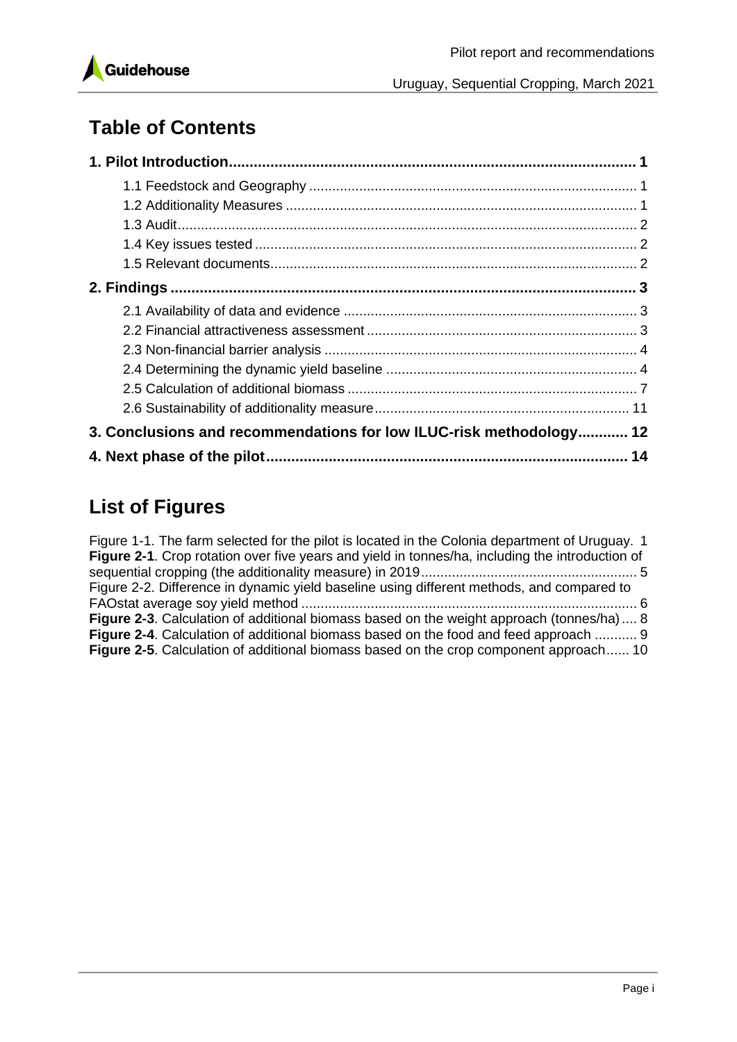# Table of Contents

**1. Pilot Introduction ... 1**

- 1.1 Feedstock and Geography ... 1
- 1.2 Additionality Measures ... 1
- 1.3 Audit ... 2
- 1.4 Key issues tested ... 2
- 1.5 Relevant documents ... 2

**2. Findings ... 3**

- 2.1 Availability of data and evidence ... 3
- 2.2 Financial attractiveness assessment ... 3
- 2.3 Non-financial barrier analysis ... 4
- 2.4 Determining the dynamic yield baseline ... 4
- 2.5 Calculation of additional biomass ... 7
- 2.6 Sustainability of additionality measure ... 11

**3. Conclusions and recommendations for low ILUC-risk methodology ... 12**

**4. Next phase of the pilot ... 14**

# List of Figures

Figure 1-1. The farm selected for the pilot is located in the Colonia department of Uruguay. 1

**Figure 2-1**. Crop rotation over five years and yield in tonnes/ha, including the introduction of sequential cropping (the additionality measure) in 2019 ... 5

Figure 2-2. Difference in dynamic yield baseline using different methods, and compared to FAOstat average soy yield method ... 6

**Figure 2-3**. Calculation of additional biomass based on the weight approach (tonnes/ha) ... 8

**Figure 2-4**. Calculation of additional biomass based on the food and feed approach ... 9

**Figure 2-5**. Calculation of additional biomass based on the crop component approach ... 10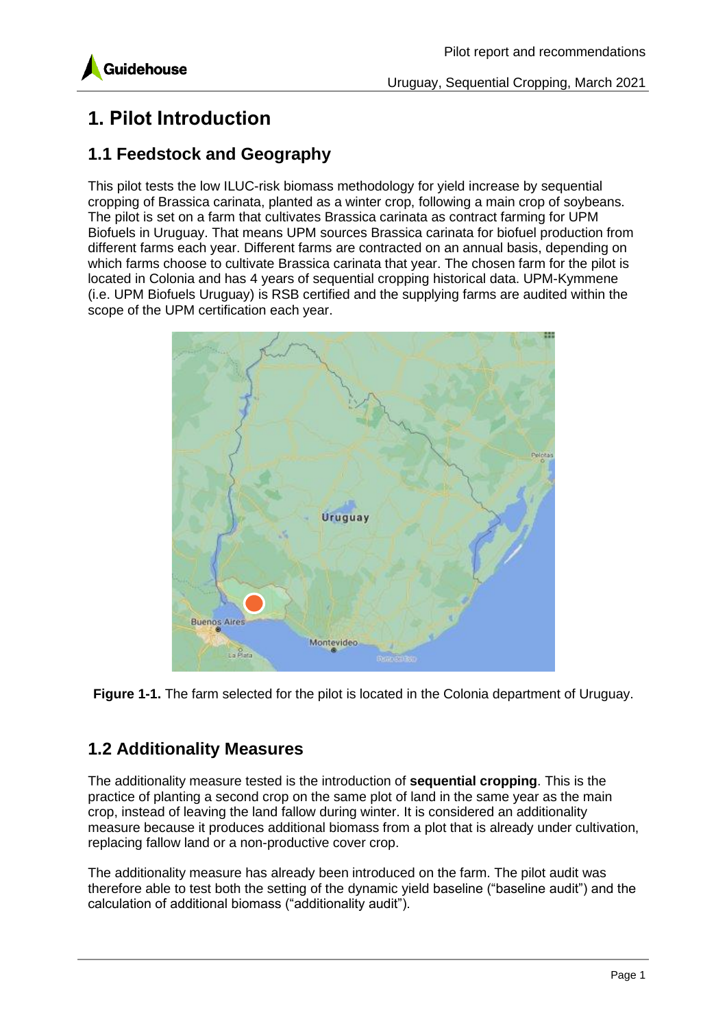# 1. Pilot Introduction

## 1.1 Feedstock and Geography

This pilot tests the low ILUC-risk biomass methodology for yield increase by sequential cropping of Brassica carinata, planted as a winter crop, following a main crop of soybeans. The pilot is set on a farm that cultivates Brassica carinata as contract farming for UPM Biofuels in Uruguay. That means UPM sources Brassica carinata for biofuel production from different farms each year. Different farms are contracted on an annual basis, depending on which farms choose to cultivate Brassica carinata that year. The chosen farm for the pilot is located in Colonia and has 4 years of sequential cropping historical data. UPM-Kymmene (i.e. UPM Biofuels Uruguay) is RSB certified and the supplying farms are audited within the scope of the UPM certification each year.

**Figure 1-1.** The farm selected for the pilot is located in the Colonia department of Uruguay.

## 1.2 Additionality Measures

The additionality measure tested is the introduction of **sequential cropping**. This is the practice of planting a second crop on the same plot of land in the same year as the main crop, instead of leaving the land fallow during winter. It is considered an additionality measure because it produces additional biomass from a plot that is already under cultivation, replacing fallow land or a non-productive cover crop.

The additionality measure has already been introduced on the farm. The pilot audit was therefore able to test both the setting of the dynamic yield baseline ("baseline audit") and the calculation of additional biomass ("additionality audit").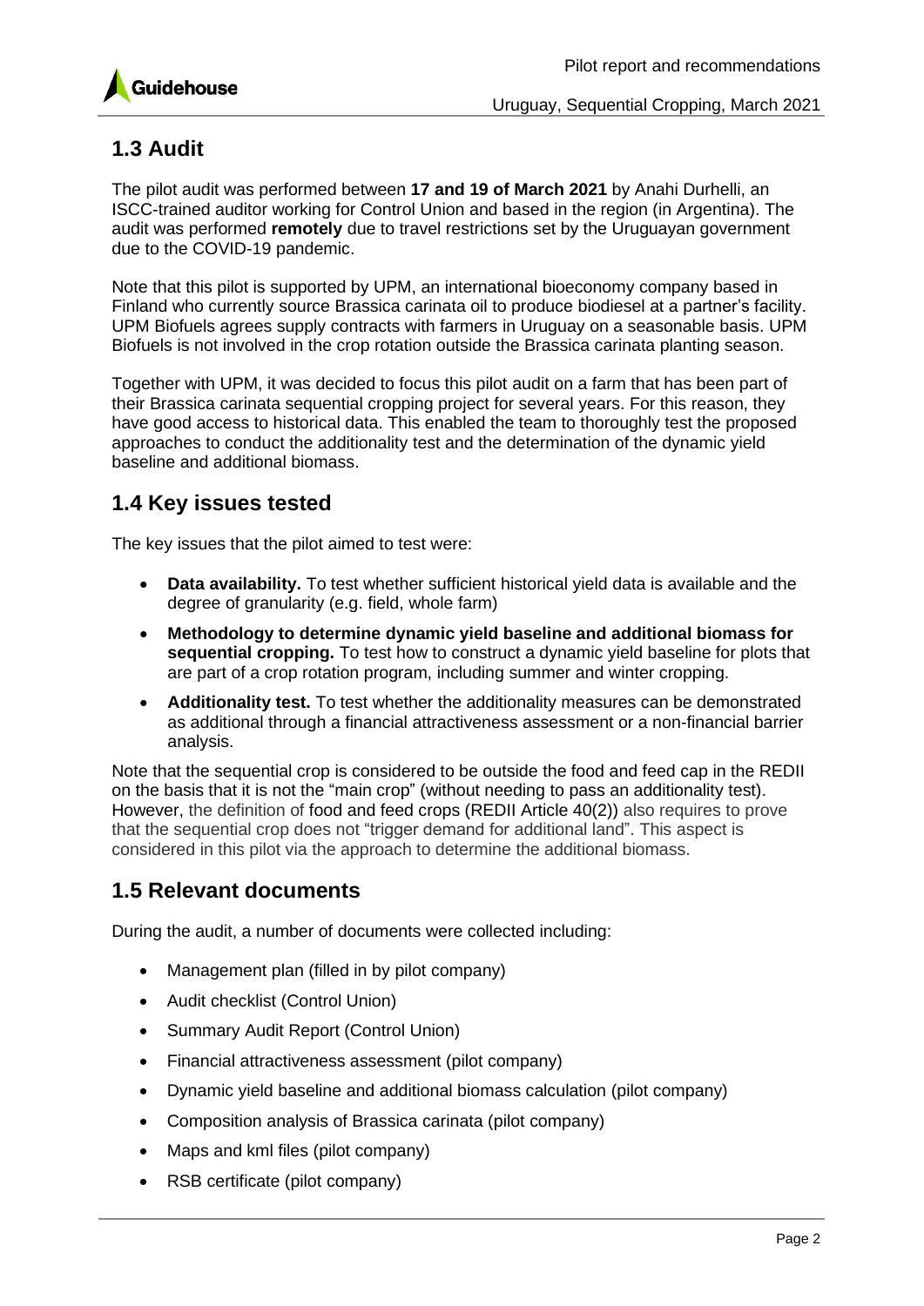## 1.3 Audit

The pilot audit was performed between **17 and 19 of March 2021** by Anahi Durhelli, an ISCC-trained auditor working for Control Union and based in the region (in Argentina). The audit was performed **remotely** due to travel restrictions set by the Uruguayan government due to the COVID-19 pandemic.

Note that this pilot is supported by UPM, an international bioeconomy company based in Finland who currently source Brassica carinata oil to produce biodiesel at a partner's facility. UPM Biofuels agrees supply contracts with farmers in Uruguay on a seasonable basis. UPM Biofuels is not involved in the crop rotation outside the Brassica carinata planting season.

Together with UPM, it was decided to focus this pilot audit on a farm that has been part of their Brassica carinata sequential cropping project for several years. For this reason, they have good access to historical data. This enabled the team to thoroughly test the proposed approaches to conduct the additionality test and the determination of the dynamic yield baseline and additional biomass.

## 1.4 Key issues tested

The key issues that the pilot aimed to test were:

- **Data availability.** To test whether sufficient historical yield data is available and the degree of granularity (e.g. field, whole farm)
- **Methodology to determine dynamic yield baseline and additional biomass for sequential cropping.** To test how to construct a dynamic yield baseline for plots that are part of a crop rotation program, including summer and winter cropping.
- **Additionality test.** To test whether the additionality measures can be demonstrated as additional through a financial attractiveness assessment or a non-financial barrier analysis.

Note that the sequential crop is considered to be outside the food and feed cap in the REDII on the basis that it is not the "main crop" (without needing to pass an additionality test). However, the definition of food and feed crops (REDII Article 40(2)) also requires to prove that the sequential crop does not "trigger demand for additional land". This aspect is considered in this pilot via the approach to determine the additional biomass.

## 1.5 Relevant documents

During the audit, a number of documents were collected including:

- Management plan (filled in by pilot company)
- Audit checklist (Control Union)
- Summary Audit Report (Control Union)
- Financial attractiveness assessment (pilot company)
- Dynamic yield baseline and additional biomass calculation (pilot company)
- Composition analysis of Brassica carinata (pilot company)
- Maps and kml files (pilot company)
- RSB certificate (pilot company)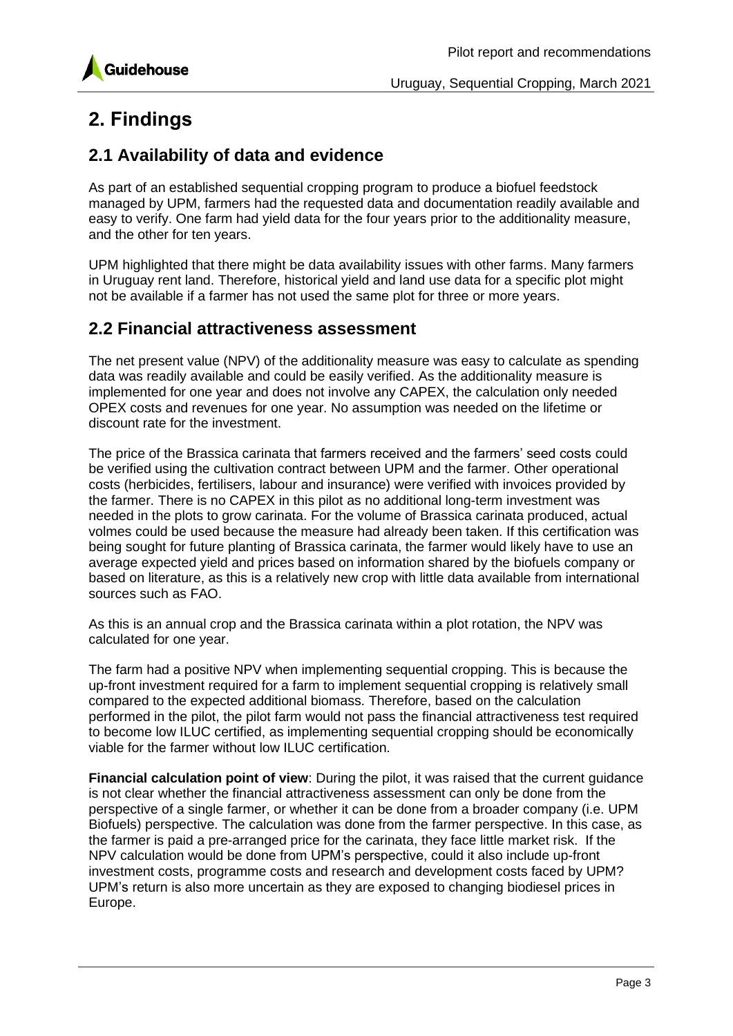# 2. Findings

## 2.1 Availability of data and evidence

As part of an established sequential cropping program to produce a biofuel feedstock managed by UPM, farmers had the requested data and documentation readily available and easy to verify. One farm had yield data for the four years prior to the additionality measure, and the other for ten years.

UPM highlighted that there might be data availability issues with other farms. Many farmers in Uruguay rent land. Therefore, historical yield and land use data for a specific plot might not be available if a farmer has not used the same plot for three or more years.

## 2.2 Financial attractiveness assessment

The net present value (NPV) of the additionality measure was easy to calculate as spending data was readily available and could be easily verified. As the additionality measure is implemented for one year and does not involve any CAPEX, the calculation only needed OPEX costs and revenues for one year. No assumption was needed on the lifetime or discount rate for the investment.

The price of the Brassica carinata that farmers received and the farmers' seed costs could be verified using the cultivation contract between UPM and the farmer. Other operational costs (herbicides, fertilisers, labour and insurance) were verified with invoices provided by the farmer. There is no CAPEX in this pilot as no additional long-term investment was needed in the plots to grow carinata. For the volume of Brassica carinata produced, actual volmes could be used because the measure had already been taken. If this certification was being sought for future planting of Brassica carinata, the farmer would likely have to use an average expected yield and prices based on information shared by the biofuels company or based on literature, as this is a relatively new crop with little data available from international sources such as FAO.

As this is an annual crop and the Brassica carinata within a plot rotation, the NPV was calculated for one year.

The farm had a positive NPV when implementing sequential cropping. This is because the up-front investment required for a farm to implement sequential cropping is relatively small compared to the expected additional biomass. Therefore, based on the calculation performed in the pilot, the pilot farm would not pass the financial attractiveness test required to become low ILUC certified, as implementing sequential cropping should be economically viable for the farmer without low ILUC certification.

**Financial calculation point of view**: During the pilot, it was raised that the current guidance is not clear whether the financial attractiveness assessment can only be done from the perspective of a single farmer, or whether it can be done from a broader company (i.e. UPM Biofuels) perspective. The calculation was done from the farmer perspective. In this case, as the farmer is paid a pre-arranged price for the carinata, they face little market risk. If the NPV calculation would be done from UPM's perspective, could it also include up-front investment costs, programme costs and research and development costs faced by UPM? UPM's return is also more uncertain as they are exposed to changing biodiesel prices in Europe.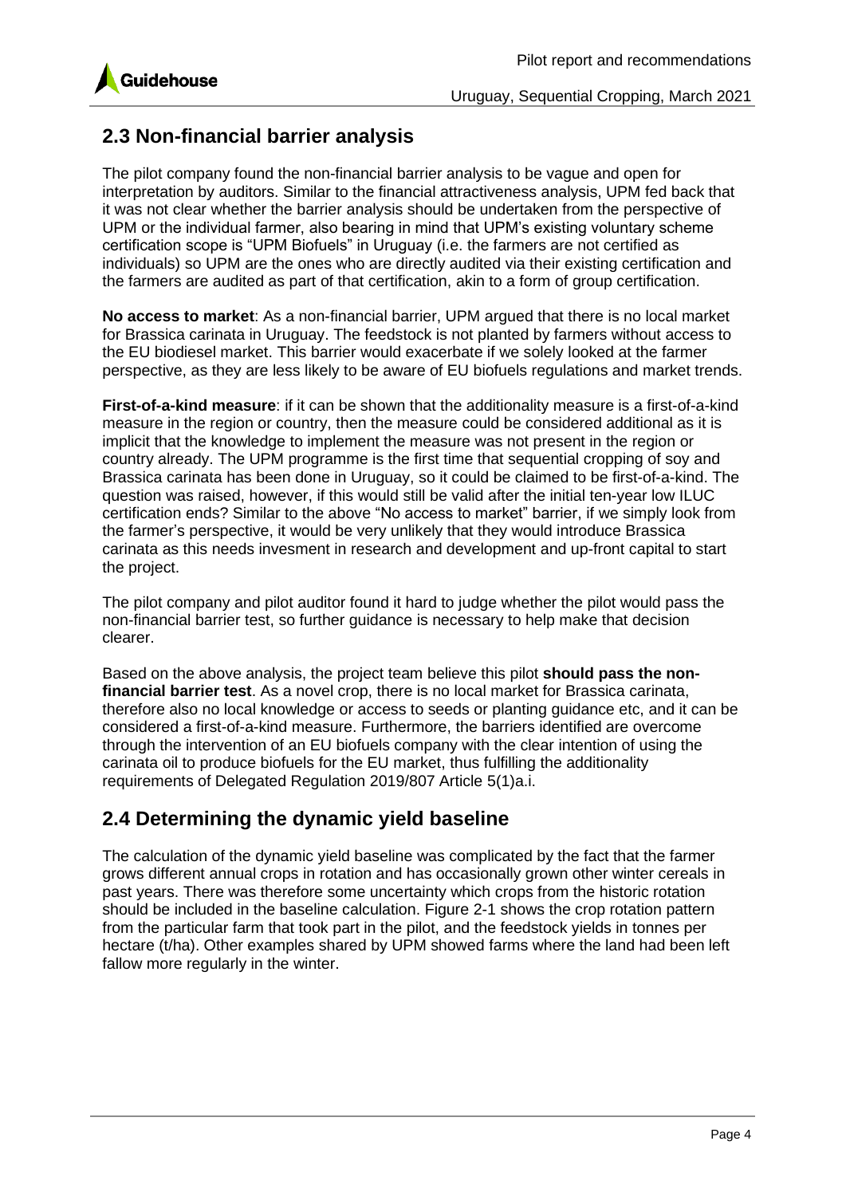## 2.3 Non-financial barrier analysis

The pilot company found the non-financial barrier analysis to be vague and open for interpretation by auditors. Similar to the financial attractiveness analysis, UPM fed back that it was not clear whether the barrier analysis should be undertaken from the perspective of UPM or the individual farmer, also bearing in mind that UPM's existing voluntary scheme certification scope is "UPM Biofuels" in Uruguay (i.e. the farmers are not certified as individuals) so UPM are the ones who are directly audited via their existing certification and the farmers are audited as part of that certification, akin to a form of group certification.

**No access to market**: As a non-financial barrier, UPM argued that there is no local market for Brassica carinata in Uruguay. The feedstock is not planted by farmers without access to the EU biodiesel market. This barrier would exacerbate if we solely looked at the farmer perspective, as they are less likely to be aware of EU biofuels regulations and market trends.

**First-of-a-kind measure**: if it can be shown that the additionality measure is a first-of-a-kind measure in the region or country, then the measure could be considered additional as it is implicit that the knowledge to implement the measure was not present in the region or country already. The UPM programme is the first time that sequential cropping of soy and Brassica carinata has been done in Uruguay, so it could be claimed to be first-of-a-kind. The question was raised, however, if this would still be valid after the initial ten-year low ILUC certification ends? Similar to the above "No access to market" barrier, if we simply look from the farmer's perspective, it would be very unlikely that they would introduce Brassica carinata as this needs invesment in research and development and up-front capital to start the project.

The pilot company and pilot auditor found it hard to judge whether the pilot would pass the non-financial barrier test, so further guidance is necessary to help make that decision clearer.

Based on the above analysis, the project team believe this pilot **should pass the non-financial barrier test**. As a novel crop, there is no local market for Brassica carinata, therefore also no local knowledge or access to seeds or planting guidance etc, and it can be considered a first-of-a-kind measure. Furthermore, the barriers identified are overcome through the intervention of an EU biofuels company with the clear intention of using the carinata oil to produce biofuels for the EU market, thus fulfilling the additionality requirements of Delegated Regulation 2019/807 Article 5(1)a.i.

## 2.4 Determining the dynamic yield baseline

The calculation of the dynamic yield baseline was complicated by the fact that the farmer grows different annual crops in rotation and has occasionally grown other winter cereals in past years. There was therefore some uncertainty which crops from the historic rotation should be included in the baseline calculation. Figure 2-1 shows the crop rotation pattern from the particular farm that took part in the pilot, and the feedstock yields in tonnes per hectare (t/ha). Other examples shared by UPM showed farms where the land had been left fallow more regularly in the winter.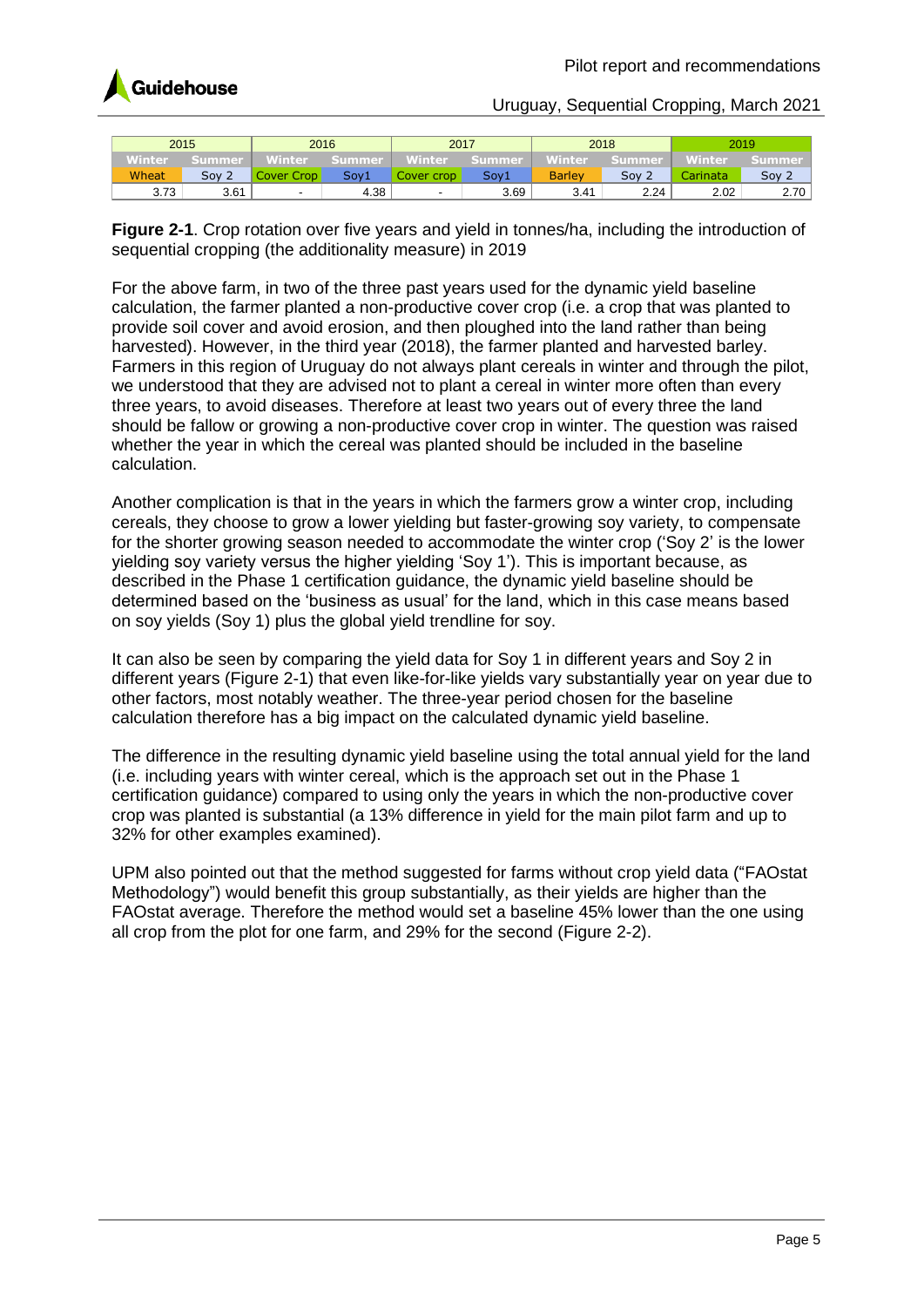| 2015 | | 2016 | | 2017 | | 2018 | | 2019 | |
|---|---|---|---|---|---|---|---|---|---|
| Winter | Summer | Winter | Summer | Winter | Summer | Winter | Summer | Winter | Summer |
| Wheat | Soy 2 | Cover Crop | Soy1 | Cover crop | Soy1 | Barley | Soy 2 | Carinata | Soy 2 |
| 3.73 | 3.61 | - | 4.38 | - | 3.69 | 3.41 | 2.24 | 2.02 | 2.70 |

**Figure 2-1**. Crop rotation over five years and yield in tonnes/ha, including the introduction of sequential cropping (the additionality measure) in 2019

For the above farm, in two of the three past years used for the dynamic yield baseline calculation, the farmer planted a non-productive cover crop (i.e. a crop that was planted to provide soil cover and avoid erosion, and then ploughed into the land rather than being harvested). However, in the third year (2018), the farmer planted and harvested barley. Farmers in this region of Uruguay do not always plant cereals in winter and through the pilot, we understood that they are advised not to plant a cereal in winter more often than every three years, to avoid diseases. Therefore at least two years out of every three the land should be fallow or growing a non-productive cover crop in winter. The question was raised whether the year in which the cereal was planted should be included in the baseline calculation.

Another complication is that in the years in which the farmers grow a winter crop, including cereals, they choose to grow a lower yielding but faster-growing soy variety, to compensate for the shorter growing season needed to accommodate the winter crop ('Soy 2' is the lower yielding soy variety versus the higher yielding 'Soy 1'). This is important because, as described in the Phase 1 certification guidance, the dynamic yield baseline should be determined based on the 'business as usual' for the land, which in this case means based on soy yields (Soy 1) plus the global yield trendline for soy.

It can also be seen by comparing the yield data for Soy 1 in different years and Soy 2 in different years (Figure 2-1) that even like-for-like yields vary substantially year on year due to other factors, most notably weather. The three-year period chosen for the baseline calculation therefore has a big impact on the calculated dynamic yield baseline.

The difference in the resulting dynamic yield baseline using the total annual yield for the land (i.e. including years with winter cereal, which is the approach set out in the Phase 1 certification guidance) compared to using only the years in which the non-productive cover crop was planted is substantial (a 13% difference in yield for the main pilot farm and up to 32% for other examples examined).

UPM also pointed out that the method suggested for farms without crop yield data ("FAOstat Methodology") would benefit this group substantially, as their yields are higher than the FAOstat average. Therefore the method would set a baseline 45% lower than the one using all crop from the plot for one farm, and 29% for the second (Figure 2-2).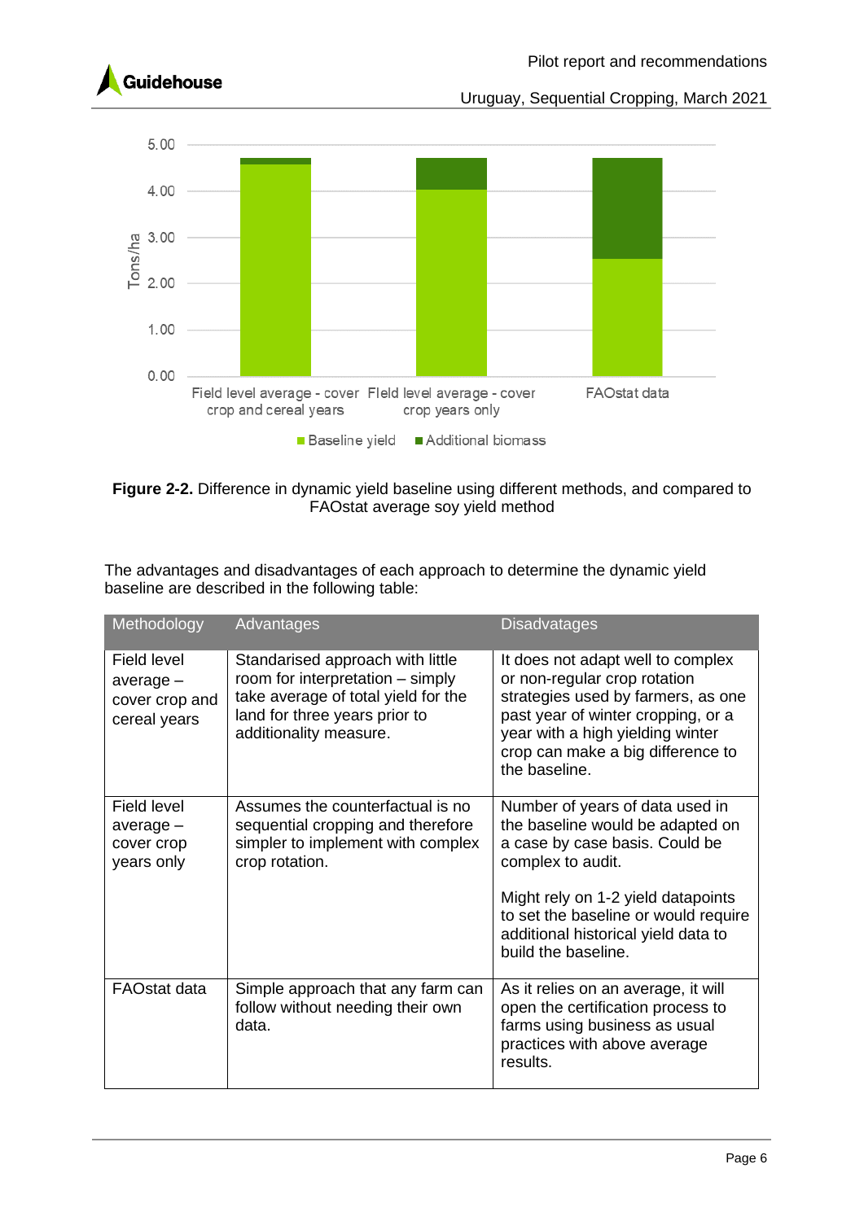**Figure 2-2.** Difference in dynamic yield baseline using different methods, and compared to FAOstat average soy yield method

The advantages and disadvantages of each approach to determine the dynamic yield baseline are described in the following table:

| Methodology | Advantages | Disadvatages |
|---|---|---|
| Field level average – cover crop and cereal years | Standarised approach with little room for interpretation – simply take average of total yield for the land for three years prior to additionality measure. | It does not adapt well to complex or non-regular crop rotation strategies used by farmers, as one past year of winter cropping, or a year with a high yielding winter crop can make a big difference to the baseline. |
| Field level average – cover crop years only | Assumes the counterfactual is no sequential cropping and therefore simpler to implement with complex crop rotation. | Number of years of data used in the baseline would be adapted on a case by case basis. Could be complex to audit.<br><br>Might rely on 1-2 yield datapoints to set the baseline or would require additional historical yield data to build the baseline. |
| FAOstat data | Simple approach that any farm can follow without needing their own data. | As it relies on an average, it will open the certification process to farms using business as usual practices with above average results. |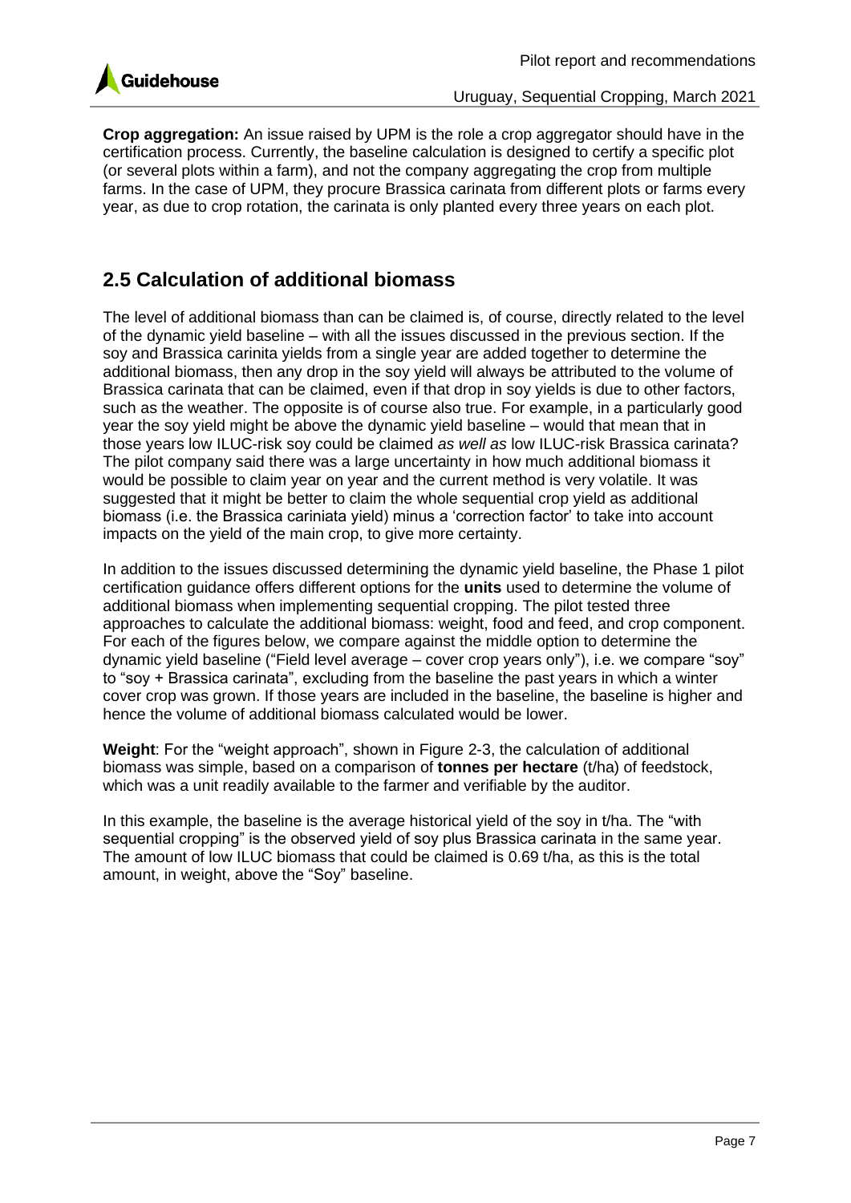**Crop aggregation:** An issue raised by UPM is the role a crop aggregator should have in the certification process. Currently, the baseline calculation is designed to certify a specific plot (or several plots within a farm), and not the company aggregating the crop from multiple farms. In the case of UPM, they procure Brassica carinata from different plots or farms every year, as due to crop rotation, the carinata is only planted every three years on each plot.

## 2.5 Calculation of additional biomass

The level of additional biomass than can be claimed is, of course, directly related to the level of the dynamic yield baseline – with all the issues discussed in the previous section. If the soy and Brassica carinita yields from a single year are added together to determine the additional biomass, then any drop in the soy yield will always be attributed to the volume of Brassica carinata that can be claimed, even if that drop in soy yields is due to other factors, such as the weather. The opposite is of course also true. For example, in a particularly good year the soy yield might be above the dynamic yield baseline – would that mean that in those years low ILUC-risk soy could be claimed *as well as* low ILUC-risk Brassica carinata? The pilot company said there was a large uncertainty in how much additional biomass it would be possible to claim year on year and the current method is very volatile. It was suggested that it might be better to claim the whole sequential crop yield as additional biomass (i.e. the Brassica cariniata yield) minus a 'correction factor' to take into account impacts on the yield of the main crop, to give more certainty.

In addition to the issues discussed determining the dynamic yield baseline, the Phase 1 pilot certification guidance offers different options for the **units** used to determine the volume of additional biomass when implementing sequential cropping. The pilot tested three approaches to calculate the additional biomass: weight, food and feed, and crop component. For each of the figures below, we compare against the middle option to determine the dynamic yield baseline ("Field level average – cover crop years only"), i.e. we compare "soy" to "soy + Brassica carinata", excluding from the baseline the past years in which a winter cover crop was grown. If those years are included in the baseline, the baseline is higher and hence the volume of additional biomass calculated would be lower.

**Weight**: For the "weight approach", shown in Figure 2-3, the calculation of additional biomass was simple, based on a comparison of **tonnes per hectare** (t/ha) of feedstock, which was a unit readily available to the farmer and verifiable by the auditor.

In this example, the baseline is the average historical yield of the soy in t/ha. The "with sequential cropping" is the observed yield of soy plus Brassica carinata in the same year. The amount of low ILUC biomass that could be claimed is 0.69 t/ha, as this is the total amount, in weight, above the "Soy" baseline.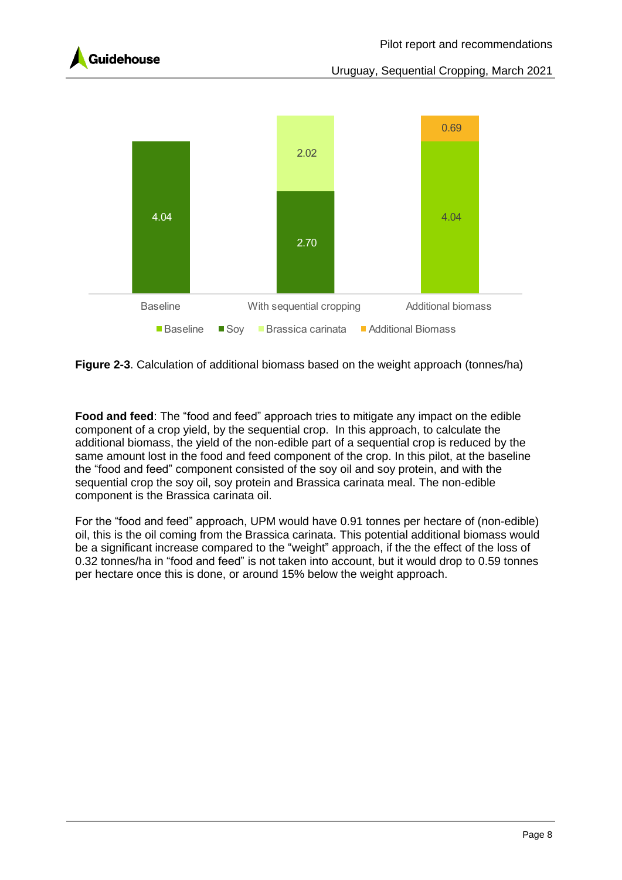Figure 2-3. Calculation of additional biomass based on the weight approach (tonnes/ha)

**Food and feed**: The "food and feed" approach tries to mitigate any impact on the edible component of a crop yield, by the sequential crop. In this approach, to calculate the additional biomass, the yield of the non-edible part of a sequential crop is reduced by the same amount lost in the food and feed component of the crop. In this pilot, at the baseline the "food and feed" component consisted of the soy oil and soy protein, and with the sequential crop the soy oil, soy protein and Brassica carinata meal. The non-edible component is the Brassica carinata oil.

For the "food and feed" approach, UPM would have 0.91 tonnes per hectare of (non-edible) oil, this is the oil coming from the Brassica carinata. This potential additional biomass would be a significant increase compared to the "weight" approach, if the the effect of the loss of 0.32 tonnes/ha in "food and feed" is not taken into account, but it would drop to 0.59 tonnes per hectare once this is done, or around 15% below the weight approach.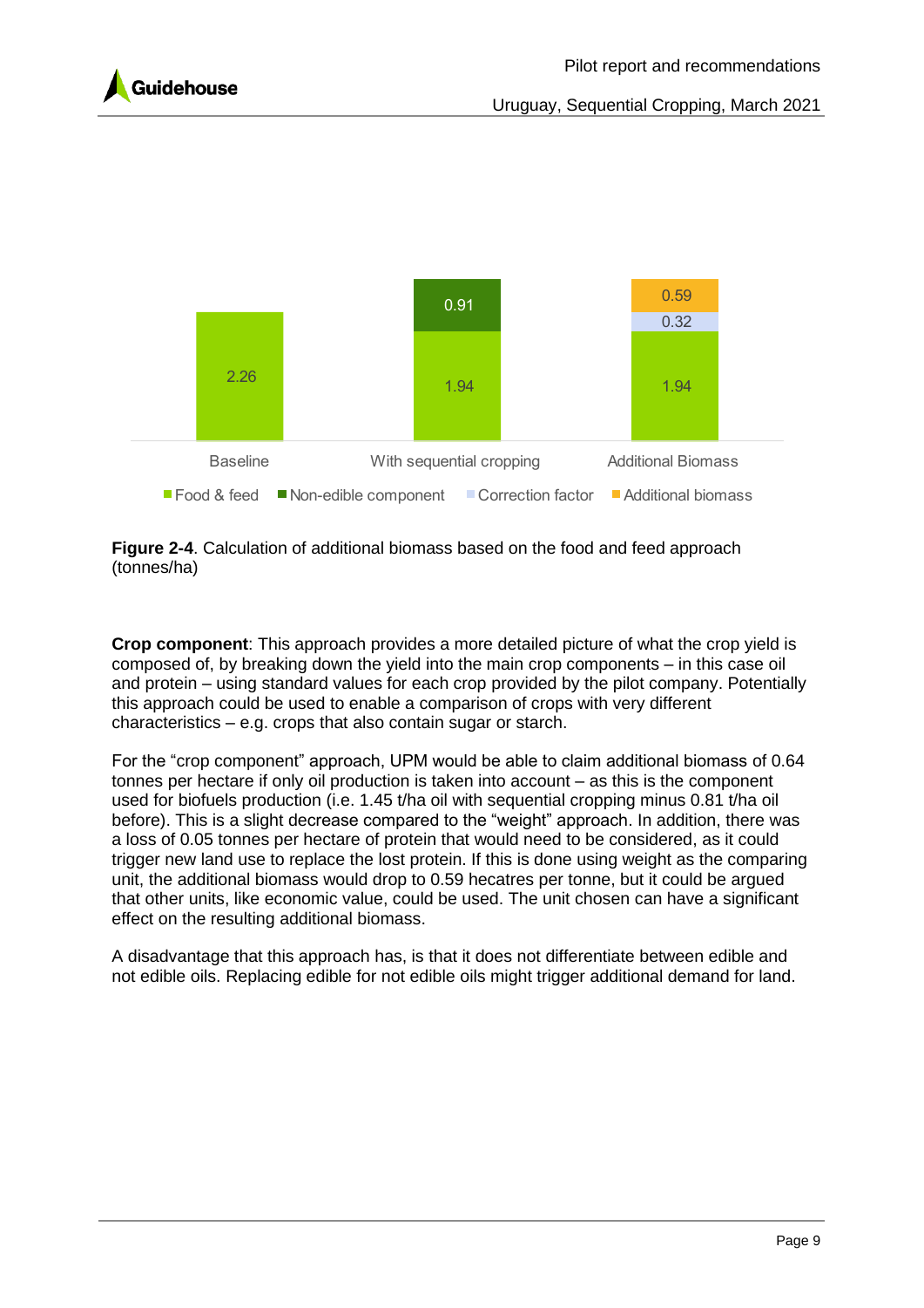| | Food & feed | Non-edible component | Correction factor | Additional biomass |
|---|---|---|---|---|
| Baseline | 2.26 | | | |
| With sequential cropping | 1.94 | 0.91 | | |
| Additional Biomass | 1.94 | | 0.32 | 0.59 |

**Figure 2-4**. Calculation of additional biomass based on the food and feed approach (tonnes/ha)

**Crop component**: This approach provides a more detailed picture of what the crop yield is composed of, by breaking down the yield into the main crop components – in this case oil and protein – using standard values for each crop provided by the pilot company. Potentially this approach could be used to enable a comparison of crops with very different characteristics – e.g. crops that also contain sugar or starch.

For the "crop component" approach, UPM would be able to claim additional biomass of 0.64 tonnes per hectare if only oil production is taken into account – as this is the component used for biofuels production (i.e. 1.45 t/ha oil with sequential cropping minus 0.81 t/ha oil before). This is a slight decrease compared to the "weight" approach. In addition, there was a loss of 0.05 tonnes per hectare of protein that would need to be considered, as it could trigger new land use to replace the lost protein. If this is done using weight as the comparing unit, the additional biomass would drop to 0.59 hecatres per tonne, but it could be argued that other units, like economic value, could be used. The unit chosen can have a significant effect on the resulting additional biomass.

A disadvantage that this approach has, is that it does not differentiate between edible and not edible oils. Replacing edible for not edible oils might trigger additional demand for land.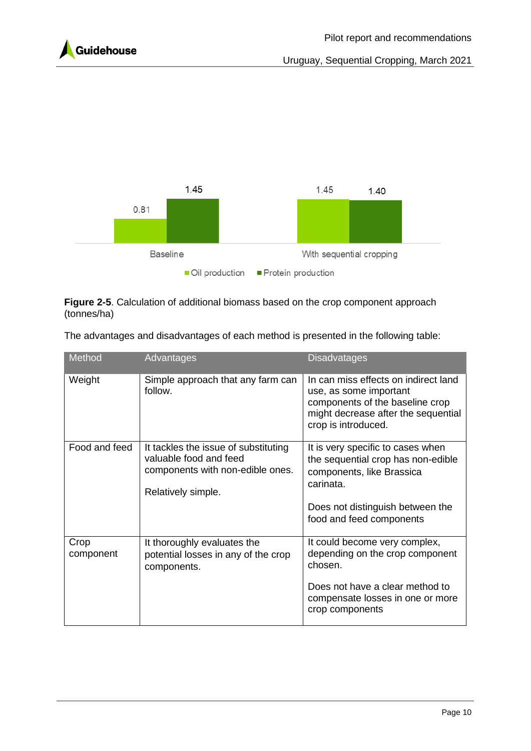| | Oil production | Protein production |
|---|---|---|
| Baseline | 0.81 | 1.45 |
| With sequential cropping | 1.45 | 1.40 |

**Figure 2-5**. Calculation of additional biomass based on the crop component approach (tonnes/ha)

The advantages and disadvantages of each method is presented in the following table:

| Method | Advantages | Disadvatages |
|---|---|---|
| Weight | Simple approach that any farm can follow. | In can miss effects on indirect land use, as some important components of the baseline crop might decrease after the sequential crop is introduced. |
| Food and feed | It tackles the issue of substituting valuable food and feed components with non-edible ones.<br><br>Relatively simple. | It is very specific to cases when the sequential crop has non-edible components, like Brassica carinata.<br><br>Does not distinguish between the food and feed components |
| Crop component | It thoroughly evaluates the potential losses in any of the crop components. | It could become very complex, depending on the crop component chosen.<br><br>Does not have a clear method to compensate losses in one or more crop components |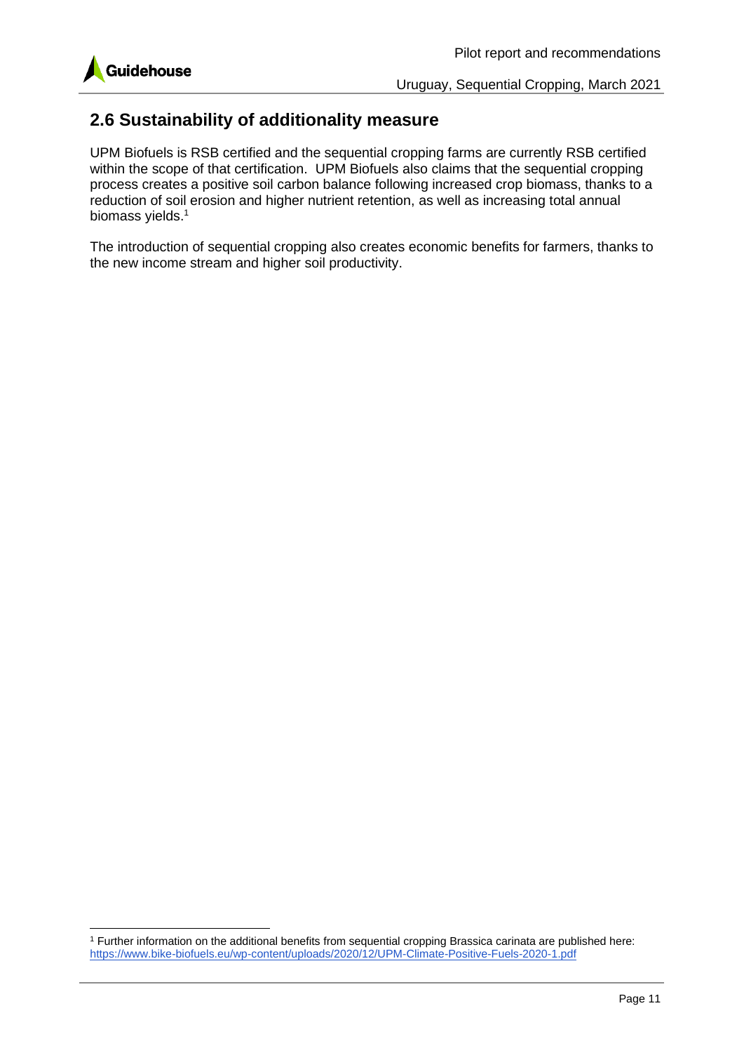## 2.6 Sustainability of additionality measure

UPM Biofuels is RSB certified and the sequential cropping farms are currently RSB certified within the scope of that certification. UPM Biofuels also claims that the sequential cropping process creates a positive soil carbon balance following increased crop biomass, thanks to a reduction of soil erosion and higher nutrient retention, as well as increasing total annual biomass yields.[1]

The introduction of sequential cropping also creates economic benefits for farmers, thanks to the new income stream and higher soil productivity.

[1] Further information on the additional benefits from sequential cropping Brassica carinata are published here: https://www.bike-biofuels.eu/wp-content/uploads/2020/12/UPM-Climate-Positive-Fuels-2020-1.pdf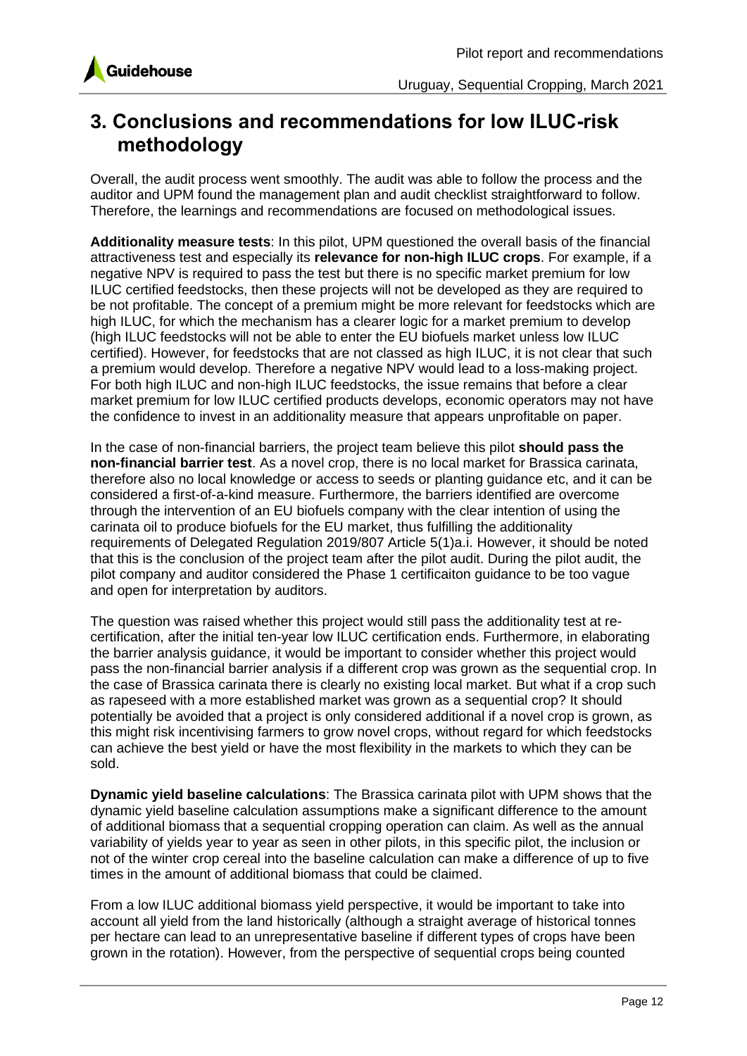# 3. Conclusions and recommendations for low ILUC-risk methodology

Overall, the audit process went smoothly. The audit was able to follow the process and the auditor and UPM found the management plan and audit checklist straightforward to follow. Therefore, the learnings and recommendations are focused on methodological issues.

**Additionality measure tests**: In this pilot, UPM questioned the overall basis of the financial attractiveness test and especially its **relevance for non-high ILUC crops**. For example, if a negative NPV is required to pass the test but there is no specific market premium for low ILUC certified feedstocks, then these projects will not be developed as they are required to be not profitable. The concept of a premium might be more relevant for feedstocks which are high ILUC, for which the mechanism has a clearer logic for a market premium to develop (high ILUC feedstocks will not be able to enter the EU biofuels market unless low ILUC certified). However, for feedstocks that are not classed as high ILUC, it is not clear that such a premium would develop. Therefore a negative NPV would lead to a loss-making project. For both high ILUC and non-high ILUC feedstocks, the issue remains that before a clear market premium for low ILUC certified products develops, economic operators may not have the confidence to invest in an additionality measure that appears unprofitable on paper.

In the case of non-financial barriers, the project team believe this pilot **should pass the non-financial barrier test**. As a novel crop, there is no local market for Brassica carinata, therefore also no local knowledge or access to seeds or planting guidance etc, and it can be considered a first-of-a-kind measure. Furthermore, the barriers identified are overcome through the intervention of an EU biofuels company with the clear intention of using the carinata oil to produce biofuels for the EU market, thus fulfilling the additionality requirements of Delegated Regulation 2019/807 Article 5(1)a.i. However, it should be noted that this is the conclusion of the project team after the pilot audit. During the pilot audit, the pilot company and auditor considered the Phase 1 certificaiton guidance to be too vague and open for interpretation by auditors.

The question was raised whether this project would still pass the additionality test at re-certification, after the initial ten-year low ILUC certification ends. Furthermore, in elaborating the barrier analysis guidance, it would be important to consider whether this project would pass the non-financial barrier analysis if a different crop was grown as the sequential crop. In the case of Brassica carinata there is clearly no existing local market. But what if a crop such as rapeseed with a more established market was grown as a sequential crop? It should potentially be avoided that a project is only considered additional if a novel crop is grown, as this might risk incentivising farmers to grow novel crops, without regard for which feedstocks can achieve the best yield or have the most flexibility in the markets to which they can be sold.

**Dynamic yield baseline calculations**: The Brassica carinata pilot with UPM shows that the dynamic yield baseline calculation assumptions make a significant difference to the amount of additional biomass that a sequential cropping operation can claim. As well as the annual variability of yields year to year as seen in other pilots, in this specific pilot, the inclusion or not of the winter crop cereal into the baseline calculation can make a difference of up to five times in the amount of additional biomass that could be claimed.

From a low ILUC additional biomass yield perspective, it would be important to take into account all yield from the land historically (although a straight average of historical tonnes per hectare can lead to an unrepresentative baseline if different types of crops have been grown in the rotation). However, from the perspective of sequential crops being counted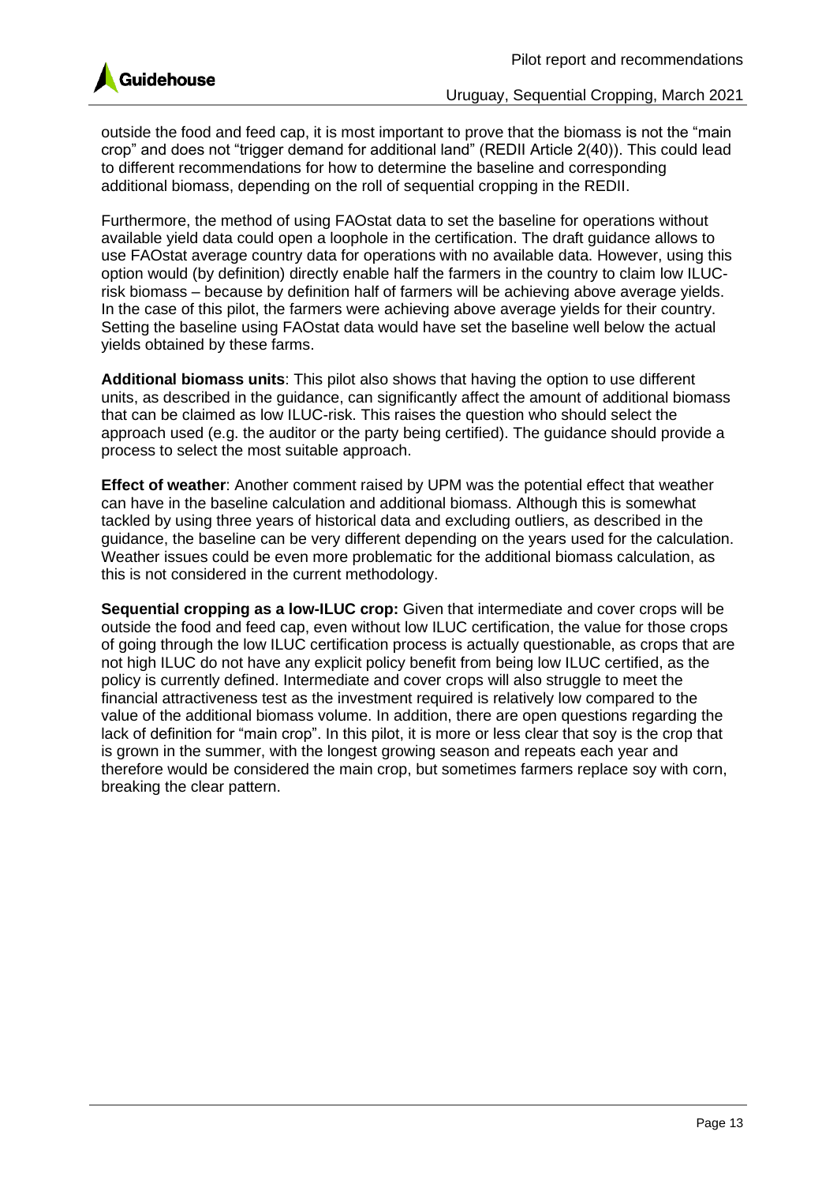outside the food and feed cap, it is most important to prove that the biomass is not the "main crop" and does not "trigger demand for additional land" (REDII Article 2(40)). This could lead to different recommendations for how to determine the baseline and corresponding additional biomass, depending on the roll of sequential cropping in the REDII.

Furthermore, the method of using FAOstat data to set the baseline for operations without available yield data could open a loophole in the certification. The draft guidance allows to use FAOstat average country data for operations with no available data. However, using this option would (by definition) directly enable half the farmers in the country to claim low ILUC-risk biomass – because by definition half of farmers will be achieving above average yields. In the case of this pilot, the farmers were achieving above average yields for their country. Setting the baseline using FAOstat data would have set the baseline well below the actual yields obtained by these farms.

**Additional biomass units**: This pilot also shows that having the option to use different units, as described in the guidance, can significantly affect the amount of additional biomass that can be claimed as low ILUC-risk. This raises the question who should select the approach used (e.g. the auditor or the party being certified). The guidance should provide a process to select the most suitable approach.

**Effect of weather**: Another comment raised by UPM was the potential effect that weather can have in the baseline calculation and additional biomass. Although this is somewhat tackled by using three years of historical data and excluding outliers, as described in the guidance, the baseline can be very different depending on the years used for the calculation. Weather issues could be even more problematic for the additional biomass calculation, as this is not considered in the current methodology.

**Sequential cropping as a low-ILUC crop:** Given that intermediate and cover crops will be outside the food and feed cap, even without low ILUC certification, the value for those crops of going through the low ILUC certification process is actually questionable, as crops that are not high ILUC do not have any explicit policy benefit from being low ILUC certified, as the policy is currently defined. Intermediate and cover crops will also struggle to meet the financial attractiveness test as the investment required is relatively low compared to the value of the additional biomass volume. In addition, there are open questions regarding the lack of definition for "main crop". In this pilot, it is more or less clear that soy is the crop that is grown in the summer, with the longest growing season and repeats each year and therefore would be considered the main crop, but sometimes farmers replace soy with corn, breaking the clear pattern.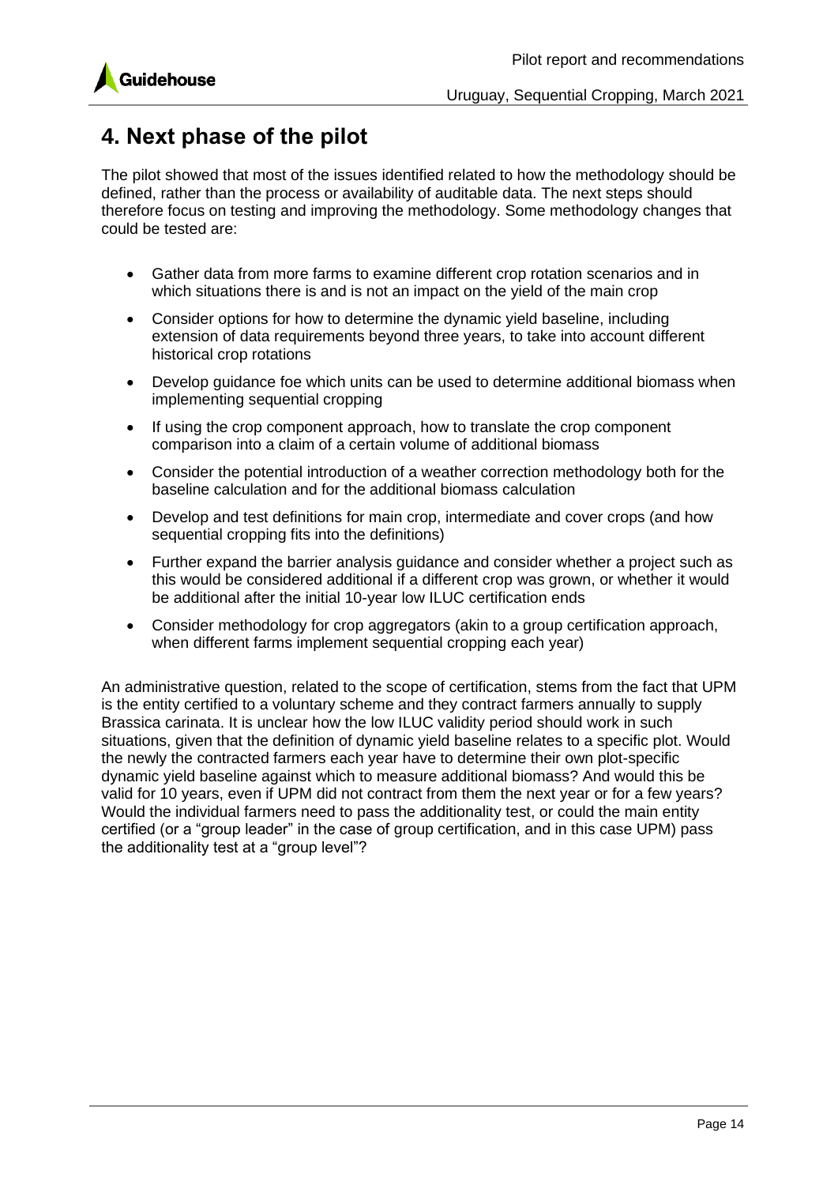# 4. Next phase of the pilot

The pilot showed that most of the issues identified related to how the methodology should be defined, rather than the process or availability of auditable data. The next steps should therefore focus on testing and improving the methodology. Some methodology changes that could be tested are:

- Gather data from more farms to examine different crop rotation scenarios and in which situations there is and is not an impact on the yield of the main crop
- Consider options for how to determine the dynamic yield baseline, including extension of data requirements beyond three years, to take into account different historical crop rotations
- Develop guidance foe which units can be used to determine additional biomass when implementing sequential cropping
- If using the crop component approach, how to translate the crop component comparison into a claim of a certain volume of additional biomass
- Consider the potential introduction of a weather correction methodology both for the baseline calculation and for the additional biomass calculation
- Develop and test definitions for main crop, intermediate and cover crops (and how sequential cropping fits into the definitions)
- Further expand the barrier analysis guidance and consider whether a project such as this would be considered additional if a different crop was grown, or whether it would be additional after the initial 10-year low ILUC certification ends
- Consider methodology for crop aggregators (akin to a group certification approach, when different farms implement sequential cropping each year)

An administrative question, related to the scope of certification, stems from the fact that UPM is the entity certified to a voluntary scheme and they contract farmers annually to supply Brassica carinata. It is unclear how the low ILUC validity period should work in such situations, given that the definition of dynamic yield baseline relates to a specific plot. Would the newly the contracted farmers each year have to determine their own plot-specific dynamic yield baseline against which to measure additional biomass? And would this be valid for 10 years, even if UPM did not contract from them the next year or for a few years? Would the individual farmers need to pass the additionality test, or could the main entity certified (or a "group leader" in the case of group certification, and in this case UPM) pass the additionality test at a "group level"?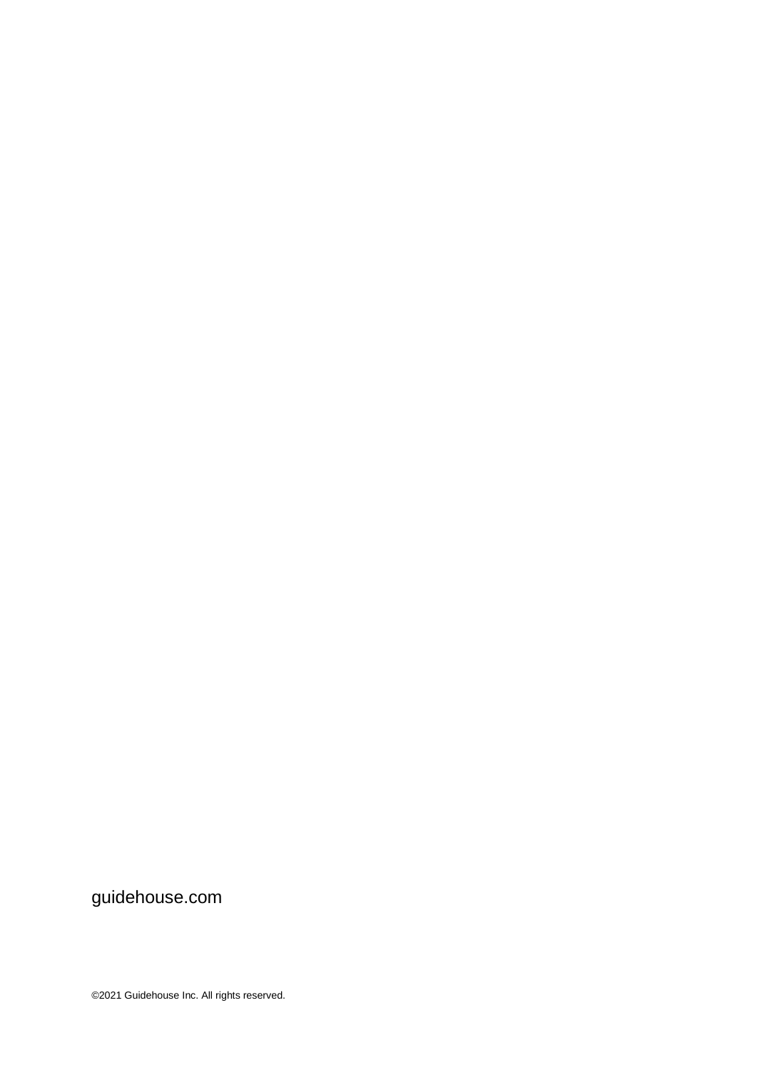guidehouse.com

©2021 Guidehouse Inc. All rights reserved.